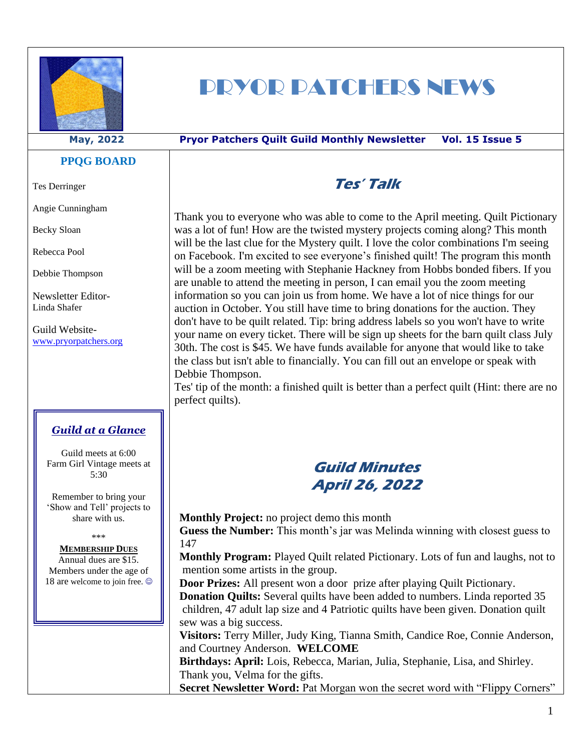# PRYOR PATCHERS NEWS

**May, 2022** **Pryor Patchers Quilt Guild Monthly Newsletter** **Vol. 15 Issue 5**

## PPQG BOARD

Tes Derringer

Angie Cunningham

Becky Sloan

Rebecca Pool

Debbie Thompson

Newsletter Editor-
Linda Shafer

Guild Website-
www.pryorpatchers.org

### *Guild at a Glance*

Guild meets at 6:00
Farm Girl Vintage meets at 5:30

Remember to bring your 'Show and Tell' projects to share with us.

\*\*\*

**MEMBERSHIP DUES**
Annual dues are $15.
Members under the age of 18 are welcome to join free. ☺

## *Tes' Talk*

Thank you to everyone who was able to come to the April meeting. Quilt Pictionary was a lot of fun! How are the twisted mystery projects coming along? This month will be the last clue for the Mystery quilt. I love the color combinations I'm seeing on Facebook. I'm excited to see everyone's finished quilt! The program this month will be a zoom meeting with Stephanie Hackney from Hobbs bonded fibers. If you are unable to attend the meeting in person, I can email you the zoom meeting information so you can join us from home. We have a lot of nice things for our auction in October. You still have time to bring donations for the auction. They don't have to be quilt related. Tip: bring address labels so you won't have to write your name on every ticket. There will be sign up sheets for the barn quilt class July 30th. The cost is $45. We have funds available for anyone that would like to take the class but isn't able to financially. You can fill out an envelope or speak with Debbie Thompson.
Tes' tip of the month: a finished quilt is better than a perfect quilt (Hint: there are no perfect quilts).

## *Guild Minutes April 26, 2022*

**Monthly Project:** no project demo this month
**Guess the Number:** This month's jar was Melinda winning with closest guess to 147
**Monthly Program:** Played Quilt related Pictionary. Lots of fun and laughs, not to mention some artists in the group.
**Door Prizes:** All present won a door prize after playing Quilt Pictionary.
**Donation Quilts:** Several quilts have been added to numbers. Linda reported 35 children, 47 adult lap size and 4 Patriotic quilts have been given. Donation quilt sew was a big success.
**Visitors:** Terry Miller, Judy King, Tianna Smith, Candice Roe, Connie Anderson, and Courtney Anderson. **WELCOME**
**Birthdays: April:** Lois, Rebecca, Marian, Julia, Stephanie, Lisa, and Shirley. Thank you, Velma for the gifts.
**Secret Newsletter Word:** Pat Morgan won the secret word with "Flippy Corners"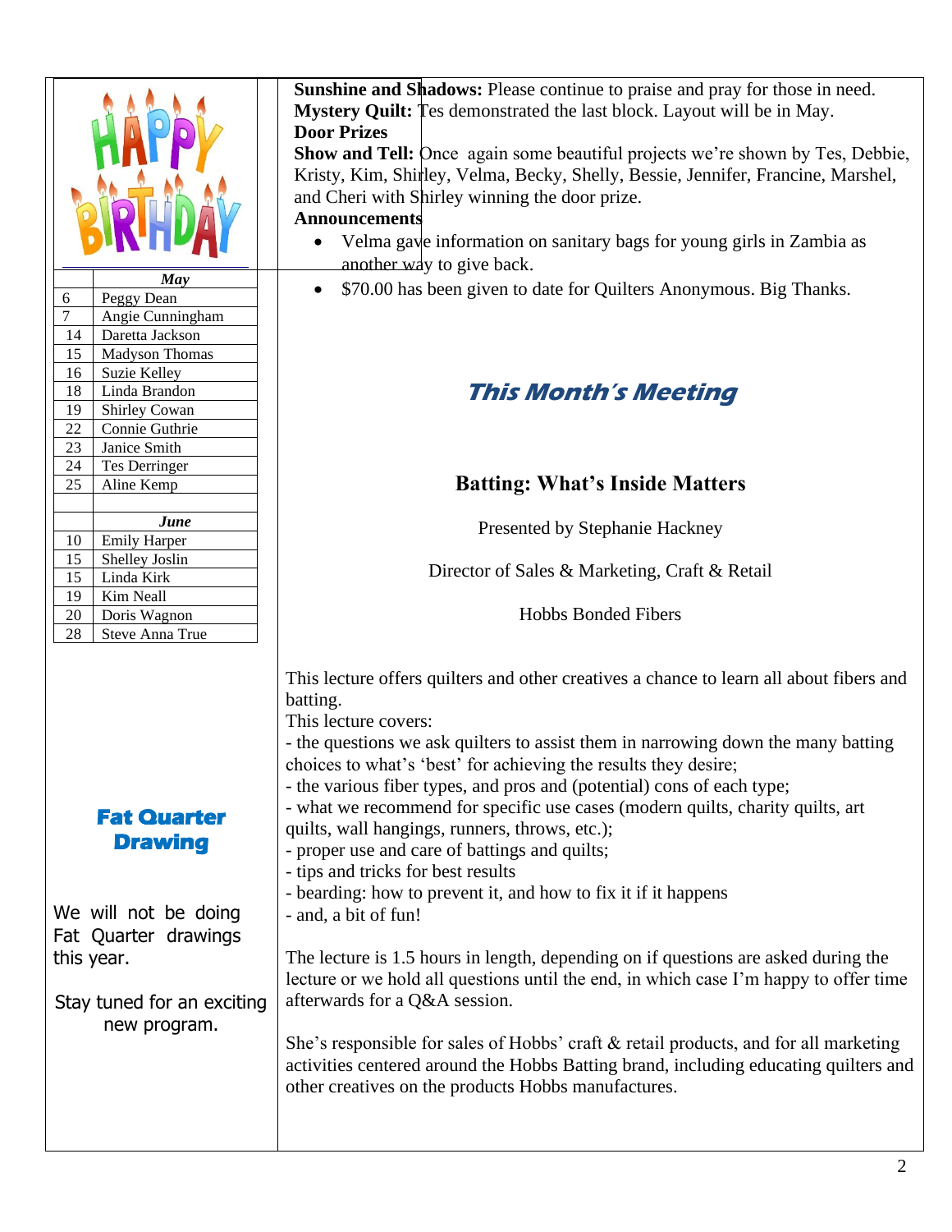**Sunshine and Shadows:** Please continue to praise and pray for those in need.
**Mystery Quilt:** Tes demonstrated the last block. Layout will be in May.
**Door Prizes**
**Show and Tell:** Once again some beautiful projects we're shown by Tes, Debbie, Kristy, Kim, Shirley, Velma, Becky, Shelly, Bessie, Jennifer, Francine, Marshel, and Cheri with Shirley winning the door prize.
**Announcements**

- Velma gave information on sanitary bags for young girls in Zambia as another way to give back.
- $70.00 has been given to date for Quilters Anonymous. Big Thanks.

## This Month's Meeting

### Batting: What's Inside Matters

Presented by Stephanie Hackney

Director of Sales & Marketing, Craft & Retail

Hobbs Bonded Fibers

This lecture offers quilters and other creatives a chance to learn all about fibers and batting.
This lecture covers:
- the questions we ask quilters to assist them in narrowing down the many batting choices to what's 'best' for achieving the results they desire;
- the various fiber types, and pros and (potential) cons of each type;
- what we recommend for specific use cases (modern quilts, charity quilts, art quilts, wall hangings, runners, throws, etc.);
- proper use and care of battings and quilts;
- tips and tricks for best results
- bearding: how to prevent it, and how to fix it if it happens
- and, a bit of fun!

The lecture is 1.5 hours in length, depending on if questions are asked during the lecture or we hold all questions until the end, in which case I'm happy to offer time afterwards for a Q&A session.

She's responsible for sales of Hobbs' craft & retail products, and for all marketing activities centered around the Hobbs Batting brand, including educating quilters and other creatives on the products Hobbs manufactures.

## HAPPY BIRTHDAY

| | *May* |
|---|---|
| 6 | Peggy Dean |
| 7 | Angie Cunningham |
| 14 | Daretta Jackson |
| 15 | Madyson Thomas |
| 16 | Suzie Kelley |
| 18 | Linda Brandon |
| 19 | Shirley Cowan |
| 22 | Connie Guthrie |
| 23 | Janice Smith |
| 24 | Tes Derringer |
| 25 | Aline Kemp |
| | |
| | *June* |
| 10 | Emily Harper |
| 15 | Shelley Joslin |
| 15 | Linda Kirk |
| 19 | Kim Neall |
| 20 | Doris Wagnon |
| 28 | Steve Anna True |

## Fat Quarter Drawing

We will not be doing Fat Quarter drawings this year.

Stay tuned for an exciting new program.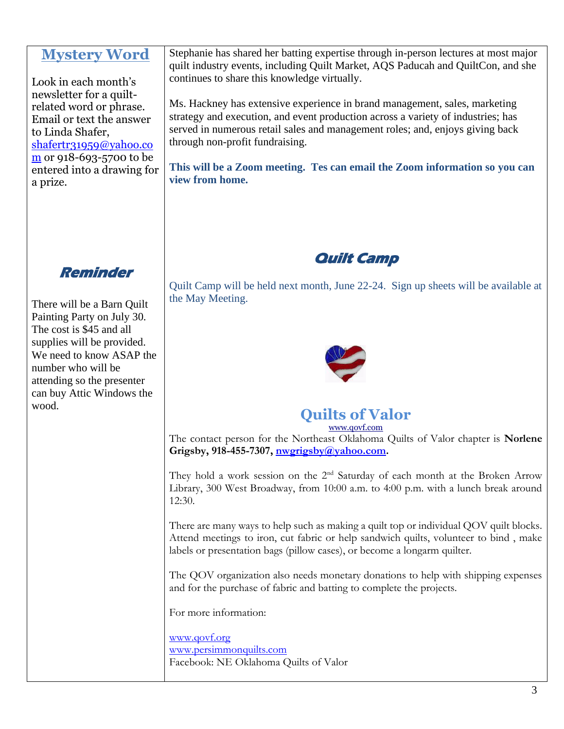## Mystery Word

Look in each month's newsletter for a quilt-related word or phrase. Email or text the answer to Linda Shafer, shafertr31959@yahoo.com or 918-693-5700 to be entered into a drawing for a prize.

## Reminder

There will be a Barn Quilt Painting Party on July 30. The cost is $45 and all supplies will be provided. We need to know ASAP the number who will be attending so the presenter can buy Attic Windows the wood.

Stephanie has shared her batting expertise through in-person lectures at most major quilt industry events, including Quilt Market, AQS Paducah and QuiltCon, and she continues to share this knowledge virtually.

Ms. Hackney has extensive experience in brand management, sales, marketing strategy and execution, and event production across a variety of industries; has served in numerous retail sales and management roles; and, enjoys giving back through non-profit fundraising.

**This will be a Zoom meeting. Tes can email the Zoom information so you can view from home.**

## Quilt Camp

Quilt Camp will be held next month, June 22-24. Sign up sheets will be available at the May Meeting.

## Quilts of Valor

www.qovf.com

The contact person for the Northeast Oklahoma Quilts of Valor chapter is **Norlene Grigsby, 918-455-7307, nwgrigsby@yahoo.com.**

They hold a work session on the 2nd Saturday of each month at the Broken Arrow Library, 300 West Broadway, from 10:00 a.m. to 4:00 p.m. with a lunch break around 12:30.

There are many ways to help such as making a quilt top or individual QOV quilt blocks. Attend meetings to iron, cut fabric or help sandwich quilts, volunteer to bind , make labels or presentation bags (pillow cases), or become a longarm quilter.

The QOV organization also needs monetary donations to help with shipping expenses and for the purchase of fabric and batting to complete the projects.

For more information:

www.qovf.org
www.persimmonquilts.com
Facebook: NE Oklahoma Quilts of Valor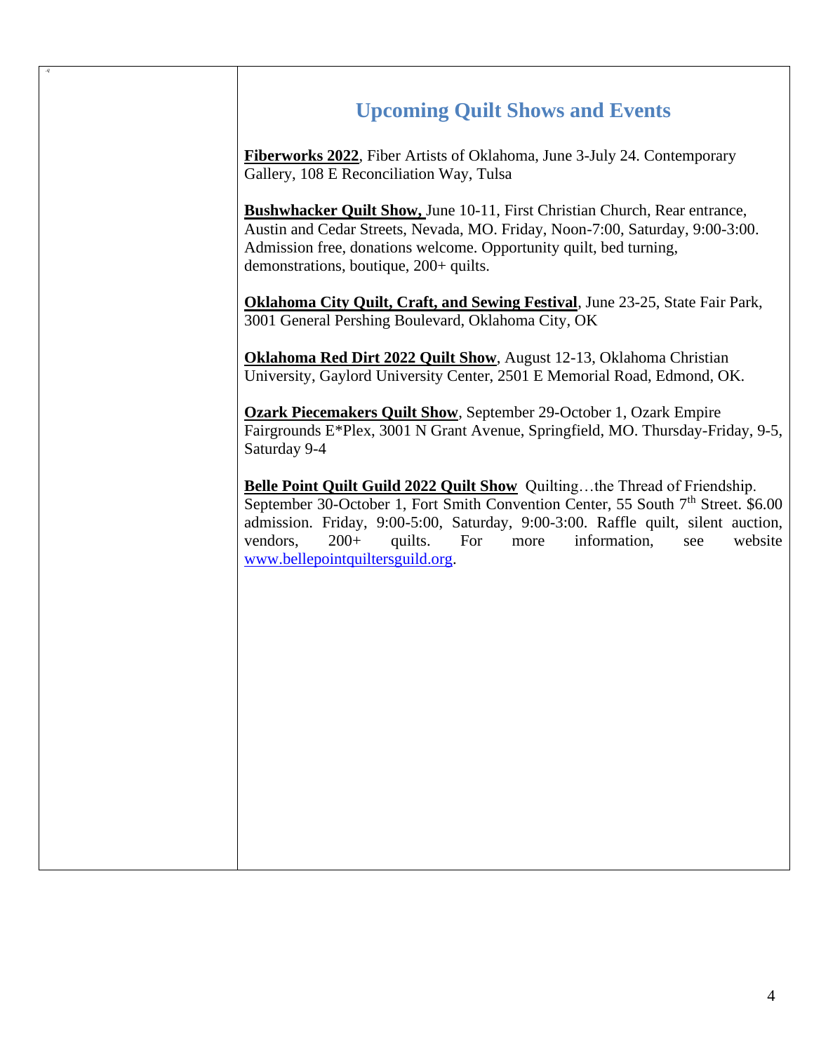## Upcoming Quilt Shows and Events

**Fiberworks 2022**, Fiber Artists of Oklahoma, June 3-July 24. Contemporary Gallery, 108 E Reconciliation Way, Tulsa

**Bushwhacker Quilt Show,** June 10-11, First Christian Church, Rear entrance, Austin and Cedar Streets, Nevada, MO. Friday, Noon-7:00, Saturday, 9:00-3:00. Admission free, donations welcome. Opportunity quilt, bed turning, demonstrations, boutique, 200+ quilts.

**Oklahoma City Quilt, Craft, and Sewing Festival**, June 23-25, State Fair Park, 3001 General Pershing Boulevard, Oklahoma City, OK

**Oklahoma Red Dirt 2022 Quilt Show**, August 12-13, Oklahoma Christian University, Gaylord University Center, 2501 E Memorial Road, Edmond, OK.

**Ozark Piecemakers Quilt Show**, September 29-October 1, Ozark Empire Fairgrounds E*Plex, 3001 N Grant Avenue, Springfield, MO. Thursday-Friday, 9-5, Saturday 9-4

**Belle Point Quilt Guild 2022 Quilt Show** Quilting…the Thread of Friendship. September 30-October 1, Fort Smith Convention Center, 55 South 7th Street. $6.00 admission. Friday, 9:00-5:00, Saturday, 9:00-3:00. Raffle quilt, silent auction, vendors, 200+ quilts. For more information, see website www.bellepointquiltersguild.org.